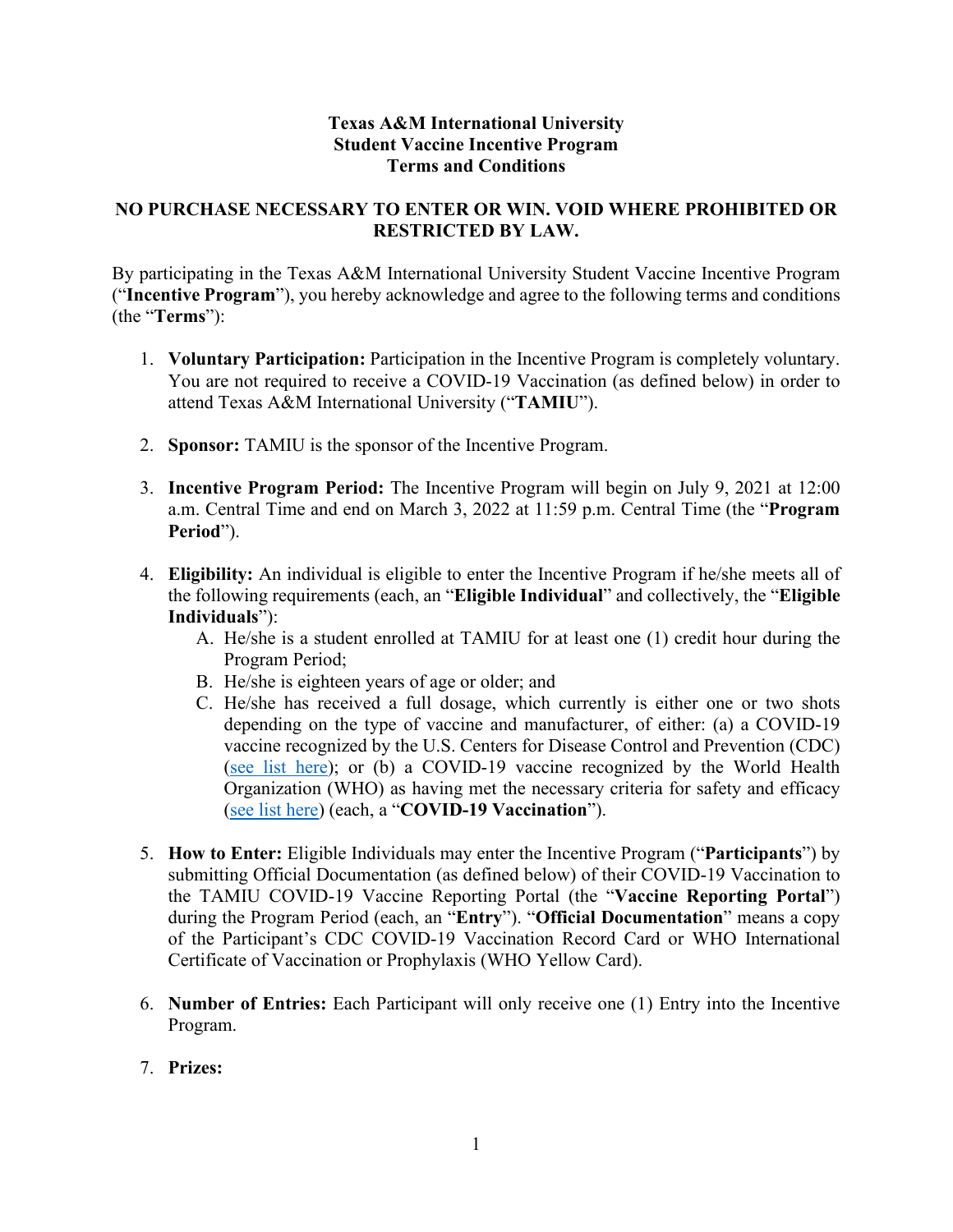**Texas A&M International University**
**Student Vaccine Incentive Program**
**Terms and Conditions**

**NO PURCHASE NECESSARY TO ENTER OR WIN. VOID WHERE PROHIBITED OR RESTRICTED BY LAW.**

By participating in the Texas A&M International University Student Vaccine Incentive Program ("**Incentive Program**"), you hereby acknowledge and agree to the following terms and conditions (the "**Terms**"):

1. **Voluntary Participation:** Participation in the Incentive Program is completely voluntary. You are not required to receive a COVID-19 Vaccination (as defined below) in order to attend Texas A&M International University ("**TAMIU**").

2. **Sponsor:** TAMIU is the sponsor of the Incentive Program.

3. **Incentive Program Period:** The Incentive Program will begin on July 9, 2021 at 12:00 a.m. Central Time and end on March 3, 2022 at 11:59 p.m. Central Time (the "**Program Period**").

4. **Eligibility:** An individual is eligible to enter the Incentive Program if he/she meets all of the following requirements (each, an "**Eligible Individual**" and collectively, the "**Eligible Individuals**"):
   A. He/she is a student enrolled at TAMIU for at least one (1) credit hour during the Program Period;
   B. He/she is eighteen years of age or older; and
   C. He/she has received a full dosage, which currently is either one or two shots depending on the type of vaccine and manufacturer, of either: (a) a COVID-19 vaccine recognized by the U.S. Centers for Disease Control and Prevention (CDC) (see list here); or (b) a COVID-19 vaccine recognized by the World Health Organization (WHO) as having met the necessary criteria for safety and efficacy (see list here) (each, a "**COVID-19 Vaccination**").

5. **How to Enter:** Eligible Individuals may enter the Incentive Program ("**Participants**") by submitting Official Documentation (as defined below) of their COVID-19 Vaccination to the TAMIU COVID-19 Vaccine Reporting Portal (the "**Vaccine Reporting Portal**") during the Program Period (each, an "**Entry**"). "**Official Documentation**" means a copy of the Participant's CDC COVID-19 Vaccination Record Card or WHO International Certificate of Vaccination or Prophylaxis (WHO Yellow Card).

6. **Number of Entries:** Each Participant will only receive one (1) Entry into the Incentive Program.

7. **Prizes:**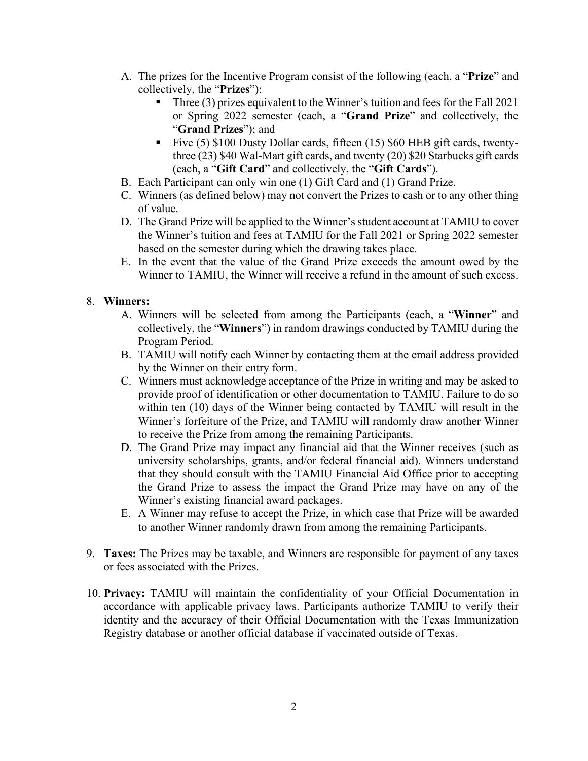A. The prizes for the Incentive Program consist of the following (each, a "**Prize**" and collectively, the "**Prizes**"):
   - Three (3) prizes equivalent to the Winner's tuition and fees for the Fall 2021 or Spring 2022 semester (each, a "**Grand Prize**" and collectively, the "**Grand Prizes**"); and
   - Five (5) $100 Dusty Dollar cards, fifteen (15) $60 HEB gift cards, twenty-three (23) $40 Wal-Mart gift cards, and twenty (20) $20 Starbucks gift cards (each, a "**Gift Card**" and collectively, the "**Gift Cards**").

B. Each Participant can only win one (1) Gift Card and (1) Grand Prize.

C. Winners (as defined below) may not convert the Prizes to cash or to any other thing of value.

D. The Grand Prize will be applied to the Winner's student account at TAMIU to cover the Winner's tuition and fees at TAMIU for the Fall 2021 or Spring 2022 semester based on the semester during which the drawing takes place.

E. In the event that the value of the Grand Prize exceeds the amount owed by the Winner to TAMIU, the Winner will receive a refund in the amount of such excess.

8. **Winners:**

   A. Winners will be selected from among the Participants (each, a "**Winner**" and collectively, the "**Winners**") in random drawings conducted by TAMIU during the Program Period.

   B. TAMIU will notify each Winner by contacting them at the email address provided by the Winner on their entry form.

   C. Winners must acknowledge acceptance of the Prize in writing and may be asked to provide proof of identification or other documentation to TAMIU. Failure to do so within ten (10) days of the Winner being contacted by TAMIU will result in the Winner's forfeiture of the Prize, and TAMIU will randomly draw another Winner to receive the Prize from among the remaining Participants.

   D. The Grand Prize may impact any financial aid that the Winner receives (such as university scholarships, grants, and/or federal financial aid). Winners understand that they should consult with the TAMIU Financial Aid Office prior to accepting the Grand Prize to assess the impact the Grand Prize may have on any of the Winner's existing financial award packages.

   E. A Winner may refuse to accept the Prize, in which case that Prize will be awarded to another Winner randomly drawn from among the remaining Participants.

9. **Taxes:** The Prizes may be taxable, and Winners are responsible for payment of any taxes or fees associated with the Prizes.

10. **Privacy:** TAMIU will maintain the confidentiality of your Official Documentation in accordance with applicable privacy laws. Participants authorize TAMIU to verify their identity and the accuracy of their Official Documentation with the Texas Immunization Registry database or another official database if vaccinated outside of Texas.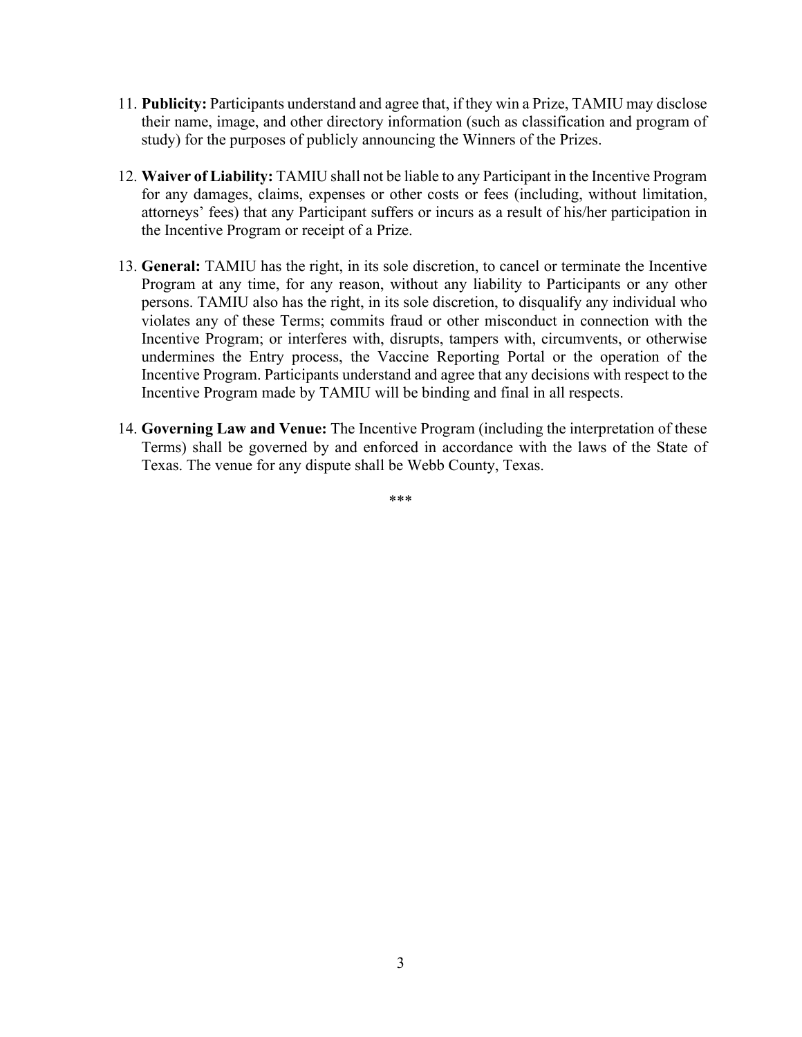11. **Publicity:** Participants understand and agree that, if they win a Prize, TAMIU may disclose their name, image, and other directory information (such as classification and program of study) for the purposes of publicly announcing the Winners of the Prizes.

12. **Waiver of Liability:** TAMIU shall not be liable to any Participant in the Incentive Program for any damages, claims, expenses or other costs or fees (including, without limitation, attorneys' fees) that any Participant suffers or incurs as a result of his/her participation in the Incentive Program or receipt of a Prize.

13. **General:** TAMIU has the right, in its sole discretion, to cancel or terminate the Incentive Program at any time, for any reason, without any liability to Participants or any other persons. TAMIU also has the right, in its sole discretion, to disqualify any individual who violates any of these Terms; commits fraud or other misconduct in connection with the Incentive Program; or interferes with, disrupts, tampers with, circumvents, or otherwise undermines the Entry process, the Vaccine Reporting Portal or the operation of the Incentive Program. Participants understand and agree that any decisions with respect to the Incentive Program made by TAMIU will be binding and final in all respects.

14. **Governing Law and Venue:** The Incentive Program (including the interpretation of these Terms) shall be governed by and enforced in accordance with the laws of the State of Texas. The venue for any dispute shall be Webb County, Texas.

***